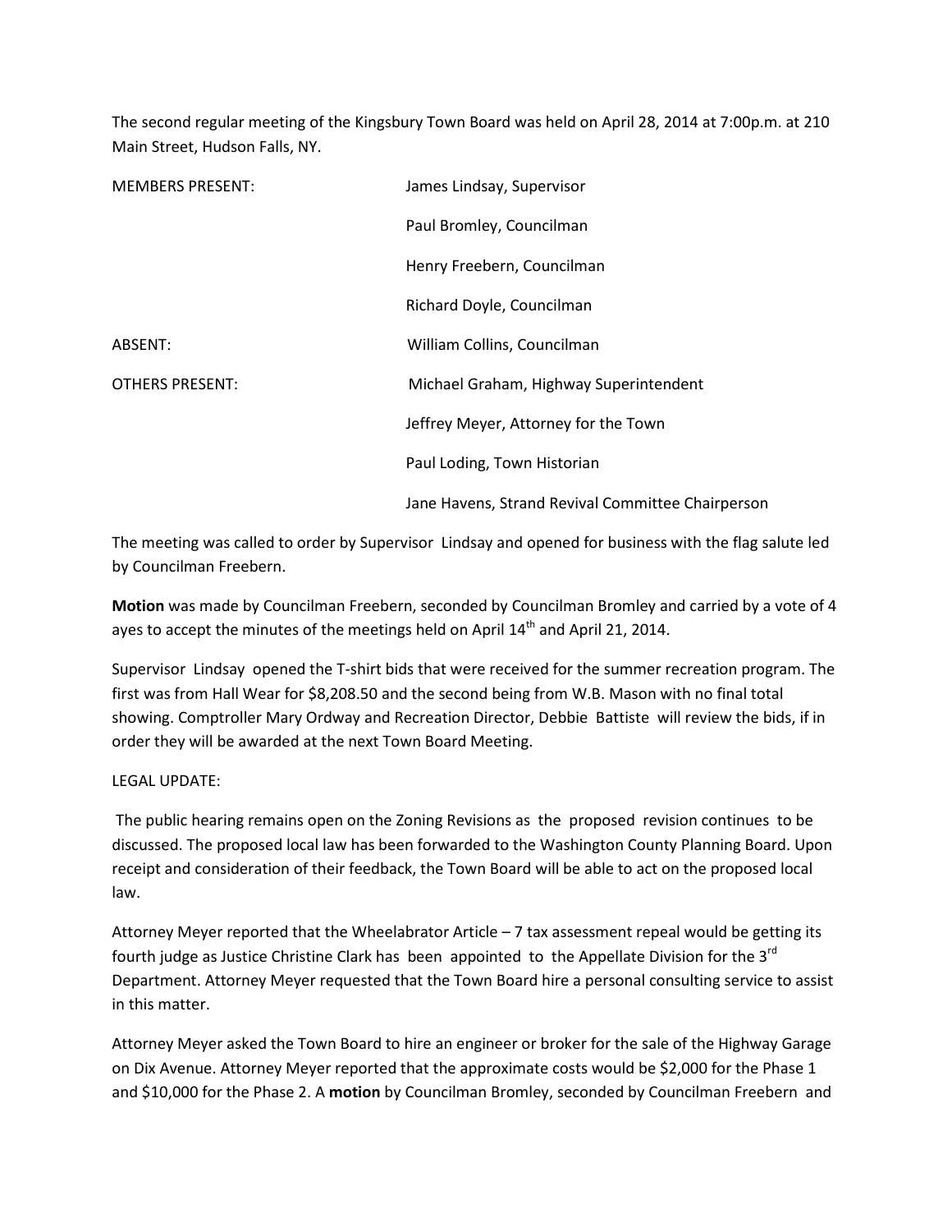The second regular meeting of the Kingsbury Town Board was held on April 28, 2014 at 7:00p.m. at 210 Main Street, Hudson Falls, NY.

| | |
|---|---|
| MEMBERS PRESENT: | James Lindsay, Supervisor |
| | Paul Bromley, Councilman |
| | Henry Freebern, Councilman |
| | Richard Doyle, Councilman |
| ABSENT: | William Collins, Councilman |
| OTHERS PRESENT: | Michael Graham, Highway Superintendent |
| | Jeffrey Meyer, Attorney for the Town |
| | Paul Loding, Town Historian |
| | Jane Havens, Strand Revival Committee Chairperson |

The meeting was called to order by Supervisor Lindsay and opened for business with the flag salute led by Councilman Freebern.

**Motion** was made by Councilman Freebern, seconded by Councilman Bromley and carried by a vote of 4 ayes to accept the minutes of the meetings held on April 14th and April 21, 2014.

Supervisor Lindsay opened the T-shirt bids that were received for the summer recreation program. The first was from Hall Wear for $8,208.50 and the second being from W.B. Mason with no final total showing. Comptroller Mary Ordway and Recreation Director, Debbie Battiste will review the bids, if in order they will be awarded at the next Town Board Meeting.

LEGAL UPDATE:

The public hearing remains open on the Zoning Revisions as the proposed revision continues to be discussed. The proposed local law has been forwarded to the Washington County Planning Board. Upon receipt and consideration of their feedback, the Town Board will be able to act on the proposed local law.

Attorney Meyer reported that the Wheelabrator Article – 7 tax assessment repeal would be getting its fourth judge as Justice Christine Clark has been appointed to the Appellate Division for the 3rd Department. Attorney Meyer requested that the Town Board hire a personal consulting service to assist in this matter.

Attorney Meyer asked the Town Board to hire an engineer or broker for the sale of the Highway Garage on Dix Avenue. Attorney Meyer reported that the approximate costs would be $2,000 for the Phase 1 and $10,000 for the Phase 2. A **motion** by Councilman Bromley, seconded by Councilman Freebern and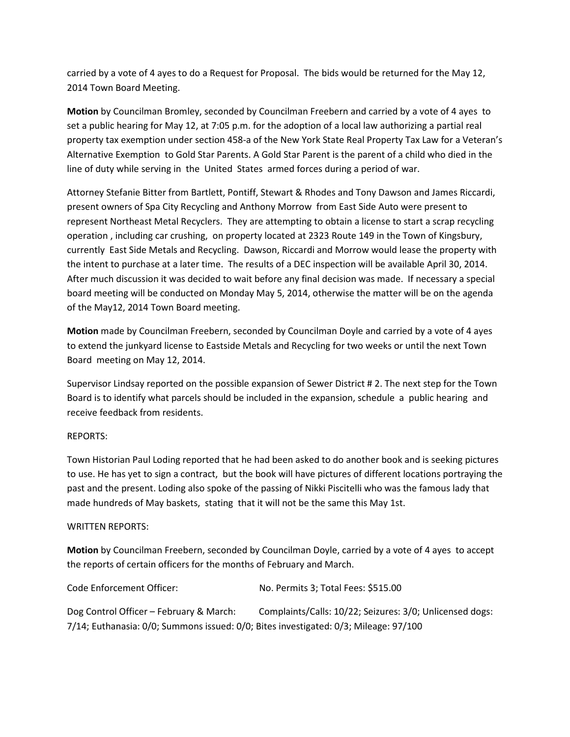carried by a vote of 4 ayes to do a Request for Proposal. The bids would be returned for the May 12, 2014 Town Board Meeting.

**Motion** by Councilman Bromley, seconded by Councilman Freebern and carried by a vote of 4 ayes to set a public hearing for May 12, at 7:05 p.m. for the adoption of a local law authorizing a partial real property tax exemption under section 458-a of the New York State Real Property Tax Law for a Veteran's Alternative Exemption to Gold Star Parents. A Gold Star Parent is the parent of a child who died in the line of duty while serving in the United States armed forces during a period of war.

Attorney Stefanie Bitter from Bartlett, Pontiff, Stewart & Rhodes and Tony Dawson and James Riccardi, present owners of Spa City Recycling and Anthony Morrow from East Side Auto were present to represent Northeast Metal Recyclers. They are attempting to obtain a license to start a scrap recycling operation , including car crushing, on property located at 2323 Route 149 in the Town of Kingsbury, currently East Side Metals and Recycling. Dawson, Riccardi and Morrow would lease the property with the intent to purchase at a later time. The results of a DEC inspection will be available April 30, 2014. After much discussion it was decided to wait before any final decision was made. If necessary a special board meeting will be conducted on Monday May 5, 2014, otherwise the matter will be on the agenda of the May12, 2014 Town Board meeting.

**Motion** made by Councilman Freebern, seconded by Councilman Doyle and carried by a vote of 4 ayes to extend the junkyard license to Eastside Metals and Recycling for two weeks or until the next Town Board meeting on May 12, 2014.

Supervisor Lindsay reported on the possible expansion of Sewer District # 2. The next step for the Town Board is to identify what parcels should be included in the expansion, schedule a public hearing and receive feedback from residents.

REPORTS:

Town Historian Paul Loding reported that he had been asked to do another book and is seeking pictures to use. He has yet to sign a contract, but the book will have pictures of different locations portraying the past and the present. Loding also spoke of the passing of Nikki Piscitelli who was the famous lady that made hundreds of May baskets, stating that it will not be the same this May 1st.

WRITTEN REPORTS:

**Motion** by Councilman Freebern, seconded by Councilman Doyle, carried by a vote of 4 ayes to accept the reports of certain officers for the months of February and March.

Code Enforcement Officer: No. Permits 3; Total Fees: $515.00

Dog Control Officer – February & March: Complaints/Calls: 10/22; Seizures: 3/0; Unlicensed dogs: 7/14; Euthanasia: 0/0; Summons issued: 0/0; Bites investigated: 0/3; Mileage: 97/100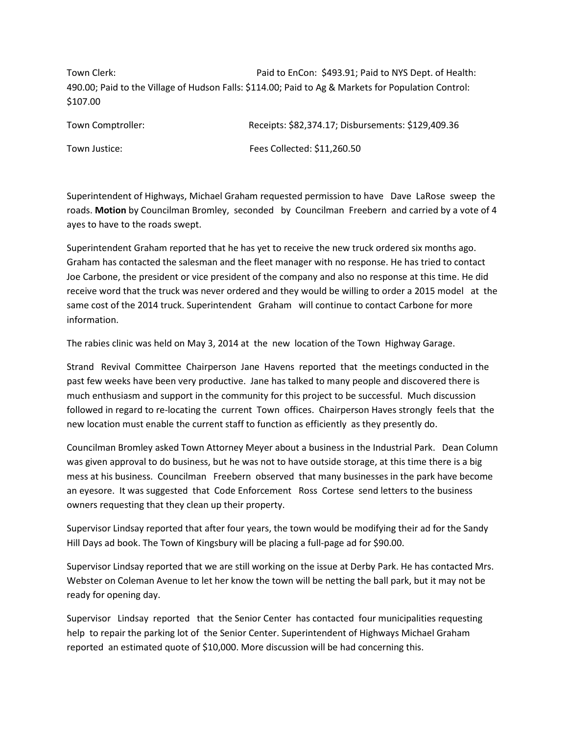Town Clerk: Paid to EnCon: $493.91; Paid to NYS Dept. of Health: 490.00; Paid to the Village of Hudson Falls: $114.00; Paid to Ag & Markets for Population Control: $107.00

Town Comptroller: Receipts: $82,374.17; Disbursements: $129,409.36

Town Justice: Fees Collected: $11,260.50

Superintendent of Highways, Michael Graham requested permission to have Dave LaRose sweep the roads. **Motion** by Councilman Bromley, seconded by Councilman Freebern and carried by a vote of 4 ayes to have to the roads swept.

Superintendent Graham reported that he has yet to receive the new truck ordered six months ago. Graham has contacted the salesman and the fleet manager with no response. He has tried to contact Joe Carbone, the president or vice president of the company and also no response at this time. He did receive word that the truck was never ordered and they would be willing to order a 2015 model at the same cost of the 2014 truck. Superintendent Graham will continue to contact Carbone for more information.

The rabies clinic was held on May 3, 2014 at the new location of the Town Highway Garage.

Strand Revival Committee Chairperson Jane Havens reported that the meetings conducted in the past few weeks have been very productive. Jane has talked to many people and discovered there is much enthusiasm and support in the community for this project to be successful. Much discussion followed in regard to re-locating the current Town offices. Chairperson Haves strongly feels that the new location must enable the current staff to function as efficiently as they presently do.

Councilman Bromley asked Town Attorney Meyer about a business in the Industrial Park. Dean Column was given approval to do business, but he was not to have outside storage, at this time there is a big mess at his business. Councilman Freebern observed that many businesses in the park have become an eyesore. It was suggested that Code Enforcement Ross Cortese send letters to the business owners requesting that they clean up their property.

Supervisor Lindsay reported that after four years, the town would be modifying their ad for the Sandy Hill Days ad book. The Town of Kingsbury will be placing a full-page ad for $90.00.

Supervisor Lindsay reported that we are still working on the issue at Derby Park. He has contacted Mrs. Webster on Coleman Avenue to let her know the town will be netting the ball park, but it may not be ready for opening day.

Supervisor Lindsay reported that the Senior Center has contacted four municipalities requesting help to repair the parking lot of the Senior Center. Superintendent of Highways Michael Graham reported an estimated quote of $10,000. More discussion will be had concerning this.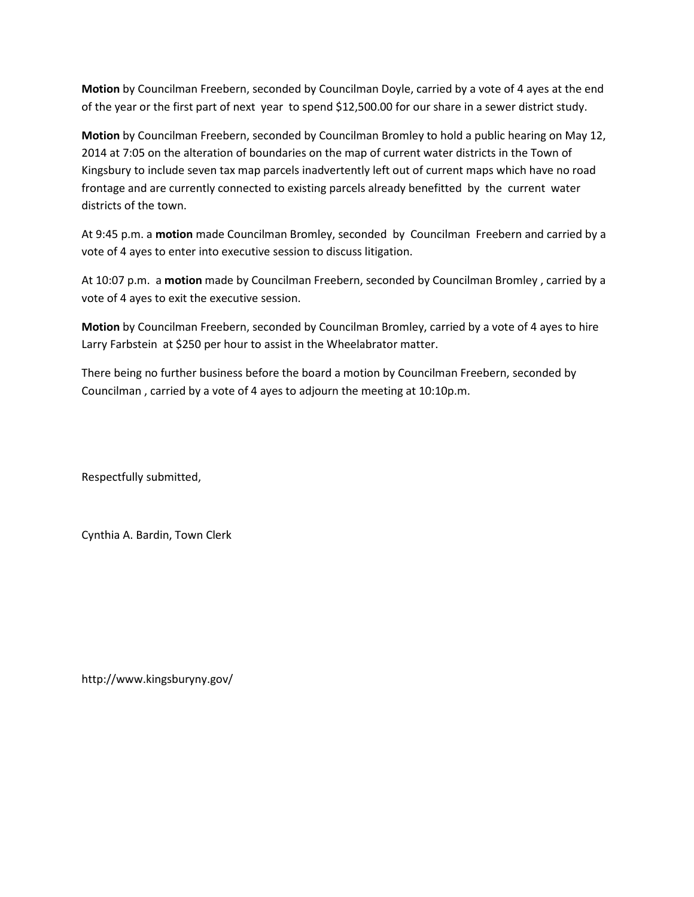**Motion** by Councilman Freebern, seconded by Councilman Doyle, carried by a vote of 4 ayes at the end of the year or the first part of next year to spend $12,500.00 for our share in a sewer district study.

**Motion** by Councilman Freebern, seconded by Councilman Bromley to hold a public hearing on May 12, 2014 at 7:05 on the alteration of boundaries on the map of current water districts in the Town of Kingsbury to include seven tax map parcels inadvertently left out of current maps which have no road frontage and are currently connected to existing parcels already benefitted by the current water districts of the town.

At 9:45 p.m. a **motion** made Councilman Bromley, seconded by Councilman Freebern and carried by a vote of 4 ayes to enter into executive session to discuss litigation.

At 10:07 p.m. a **motion** made by Councilman Freebern, seconded by Councilman Bromley , carried by a vote of 4 ayes to exit the executive session.

**Motion** by Councilman Freebern, seconded by Councilman Bromley, carried by a vote of 4 ayes to hire Larry Farbstein at $250 per hour to assist in the Wheelabrator matter.

There being no further business before the board a motion by Councilman Freebern, seconded by Councilman , carried by a vote of 4 ayes to adjourn the meeting at 10:10p.m.

Respectfully submitted,

Cynthia A. Bardin, Town Clerk

http://www.kingsburyny.gov/